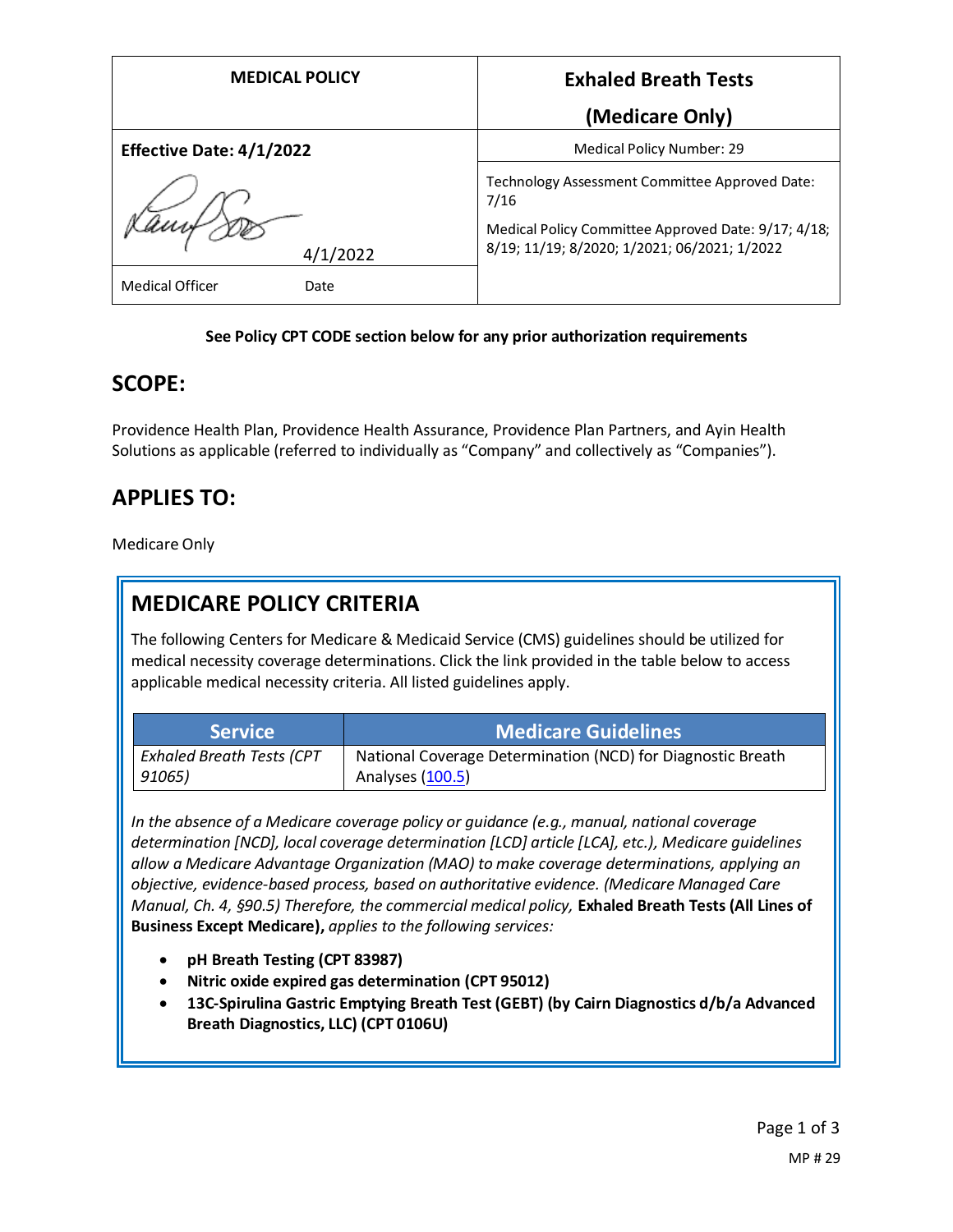| MEDICAL POLICY | Exhaled Breath Tests (Medicare Only) |
| --- | --- |
| Effective Date: 4/1/2022 | Medical Policy Number: 29 |
| 4/1/2022 | Technology Assessment Committee Approved Date: 7/16<br>Medical Policy Committee Approved Date: 9/17; 4/18; 8/19; 11/19; 8/2020; 1/2021; 06/2021; 1/2022 |
| Medical Officer Date | |

**See Policy CPT CODE section below for any prior authorization requirements**

## SCOPE:

Providence Health Plan, Providence Health Assurance, Providence Plan Partners, and Ayin Health Solutions as applicable (referred to individually as "Company" and collectively as "Companies").

## APPLIES TO:

Medicare Only

## MEDICARE POLICY CRITERIA

The following Centers for Medicare & Medicaid Service (CMS) guidelines should be utilized for medical necessity coverage determinations. Click the link provided in the table below to access applicable medical necessity criteria. All listed guidelines apply.

| Service | Medicare Guidelines |
| --- | --- |
| *Exhaled Breath Tests (CPT 91065)* | National Coverage Determination (NCD) for Diagnostic Breath Analyses (100.5) |

*In the absence of a Medicare coverage policy or guidance (e.g., manual, national coverage determination [NCD], local coverage determination [LCD] article [LCA], etc.), Medicare guidelines allow a Medicare Advantage Organization (MAO) to make coverage determinations, applying an objective, evidence-based process, based on authoritative evidence. (Medicare Managed Care Manual, Ch. 4, §90.5) Therefore, the commercial medical policy,* **Exhaled Breath Tests (All Lines of Business Except Medicare),** *applies to the following services:*

- **pH Breath Testing (CPT 83987)**
- **Nitric oxide expired gas determination (CPT 95012)**
- **13C-Spirulina Gastric Emptying Breath Test (GEBT) (by Cairn Diagnostics d/b/a Advanced Breath Diagnostics, LLC) (CPT 0106U)**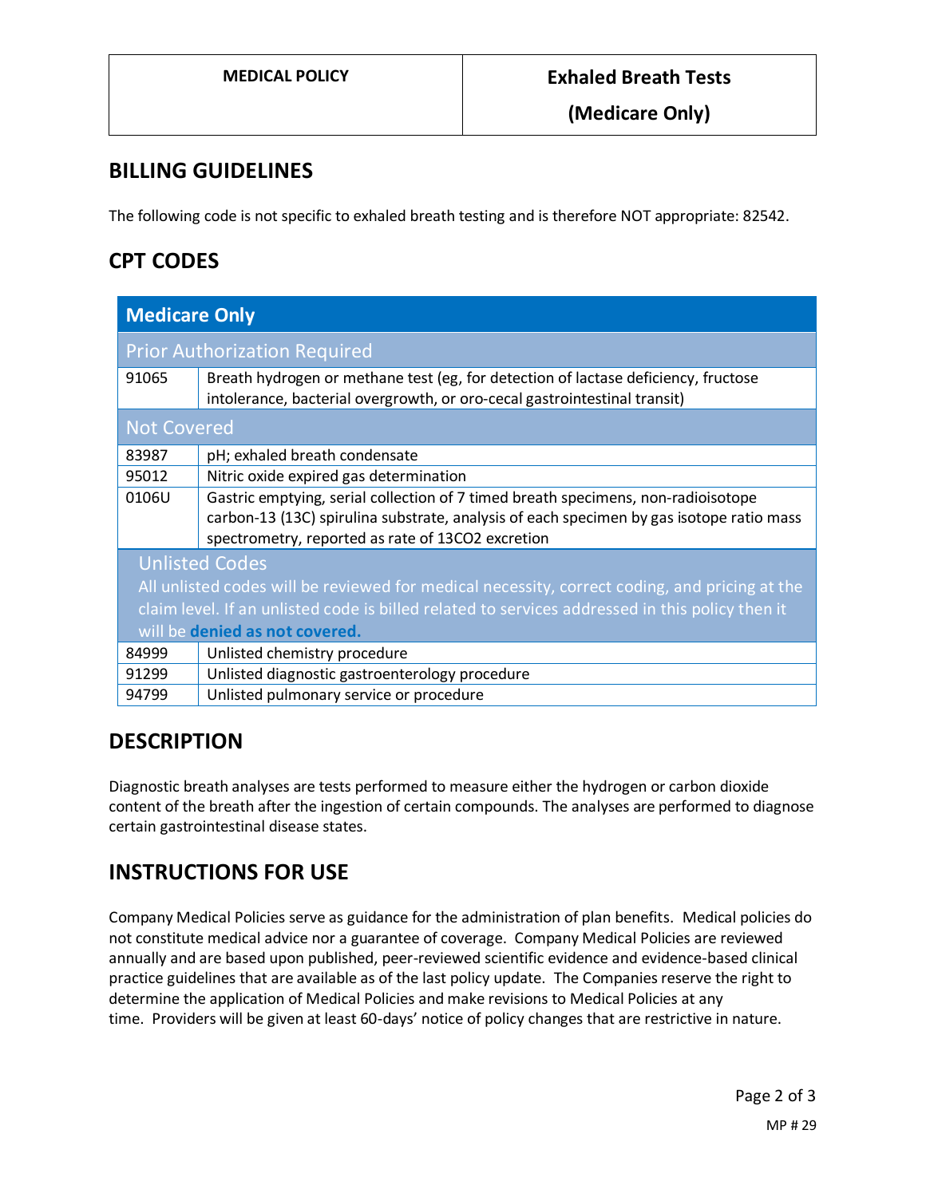## BILLING GUIDELINES

The following code is not specific to exhaled breath testing and is therefore NOT appropriate: 82542.

## CPT CODES

| Medicare Only | |
|---|---|
| **Prior Authorization Required** | |
| 91065 | Breath hydrogen or methane test (eg, for detection of lactase deficiency, fructose intolerance, bacterial overgrowth, or oro-cecal gastrointestinal transit) |
| **Not Covered** | |
| 83987 | pH; exhaled breath condensate |
| 95012 | Nitric oxide expired gas determination |
| 0106U | Gastric emptying, serial collection of 7 timed breath specimens, non-radioisotope carbon-13 (13C) spirulina substrate, analysis of each specimen by gas isotope ratio mass spectrometry, reported as rate of 13CO2 excretion |
| **Unlisted Codes**<br>All unlisted codes will be reviewed for medical necessity, correct coding, and pricing at the claim level. If an unlisted code is billed related to services addressed in this policy then it will be **denied as not covered.** | |
| 84999 | Unlisted chemistry procedure |
| 91299 | Unlisted diagnostic gastroenterology procedure |
| 94799 | Unlisted pulmonary service or procedure |

## DESCRIPTION

Diagnostic breath analyses are tests performed to measure either the hydrogen or carbon dioxide content of the breath after the ingestion of certain compounds. The analyses are performed to diagnose certain gastrointestinal disease states.

## INSTRUCTIONS FOR USE

Company Medical Policies serve as guidance for the administration of plan benefits. Medical policies do not constitute medical advice nor a guarantee of coverage. Company Medical Policies are reviewed annually and are based upon published, peer-reviewed scientific evidence and evidence-based clinical practice guidelines that are available as of the last policy update. The Companies reserve the right to determine the application of Medical Policies and make revisions to Medical Policies at any time. Providers will be given at least 60-days' notice of policy changes that are restrictive in nature.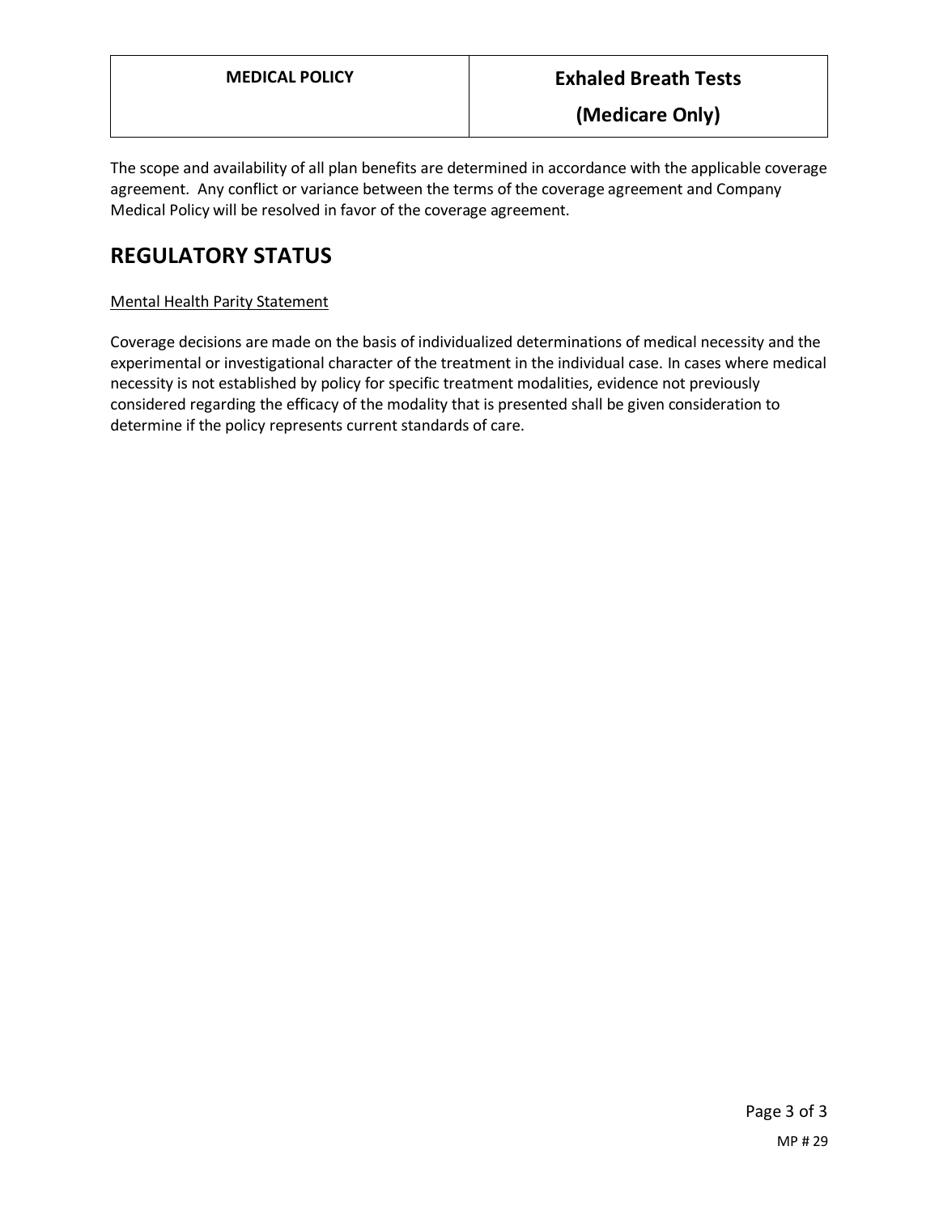The scope and availability of all plan benefits are determined in accordance with the applicable coverage agreement. Any conflict or variance between the terms of the coverage agreement and Company Medical Policy will be resolved in favor of the coverage agreement.

## REGULATORY STATUS

Mental Health Parity Statement

Coverage decisions are made on the basis of individualized determinations of medical necessity and the experimental or investigational character of the treatment in the individual case. In cases where medical necessity is not established by policy for specific treatment modalities, evidence not previously considered regarding the efficacy of the modality that is presented shall be given consideration to determine if the policy represents current standards of care.